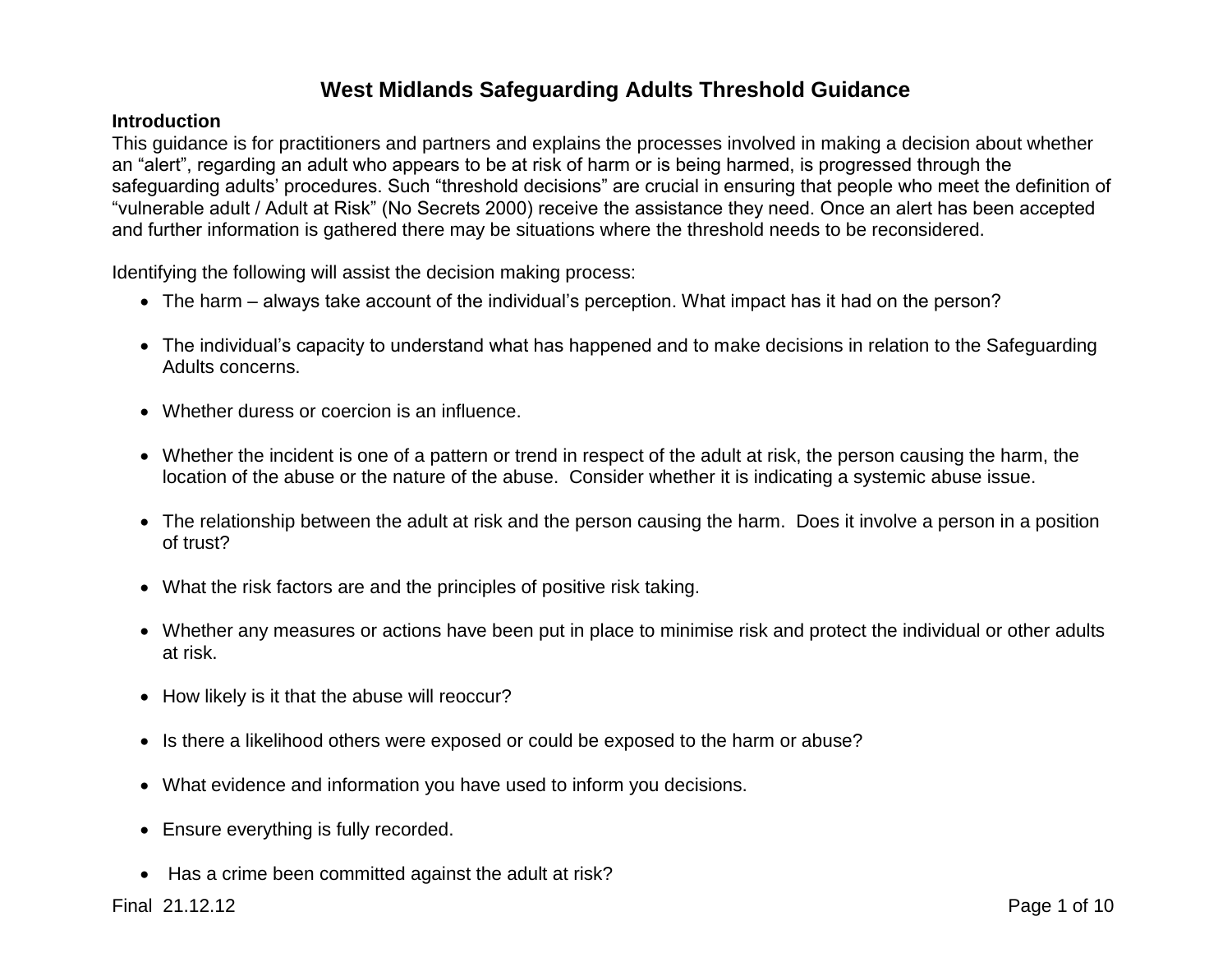# West Midlands Safeguarding Adults Threshold Guidance

**Introduction**

This guidance is for practitioners and partners and explains the processes involved in making a decision about whether an "alert", regarding an adult who appears to be at risk of harm or is being harmed, is progressed through the safeguarding adults' procedures. Such "threshold decisions" are crucial in ensuring that people who meet the definition of "vulnerable adult / Adult at Risk" (No Secrets 2000) receive the assistance they need. Once an alert has been accepted and further information is gathered there may be situations where the threshold needs to be reconsidered.

Identifying the following will assist the decision making process:

- The harm – always take account of the individual's perception. What impact has it had on the person?
- The individual's capacity to understand what has happened and to make decisions in relation to the Safeguarding Adults concerns.
- Whether duress or coercion is an influence.
- Whether the incident is one of a pattern or trend in respect of the adult at risk, the person causing the harm, the location of the abuse or the nature of the abuse. Consider whether it is indicating a systemic abuse issue.
- The relationship between the adult at risk and the person causing the harm. Does it involve a person in a position of trust?
- What the risk factors are and the principles of positive risk taking.
- Whether any measures or actions have been put in place to minimise risk and protect the individual or other adults at risk.
- How likely is it that the abuse will reoccur?
- Is there a likelihood others were exposed or could be exposed to the harm or abuse?
- What evidence and information you have used to inform you decisions.
- Ensure everything is fully recorded.
- Has a crime been committed against the adult at risk?

Final 21.12.12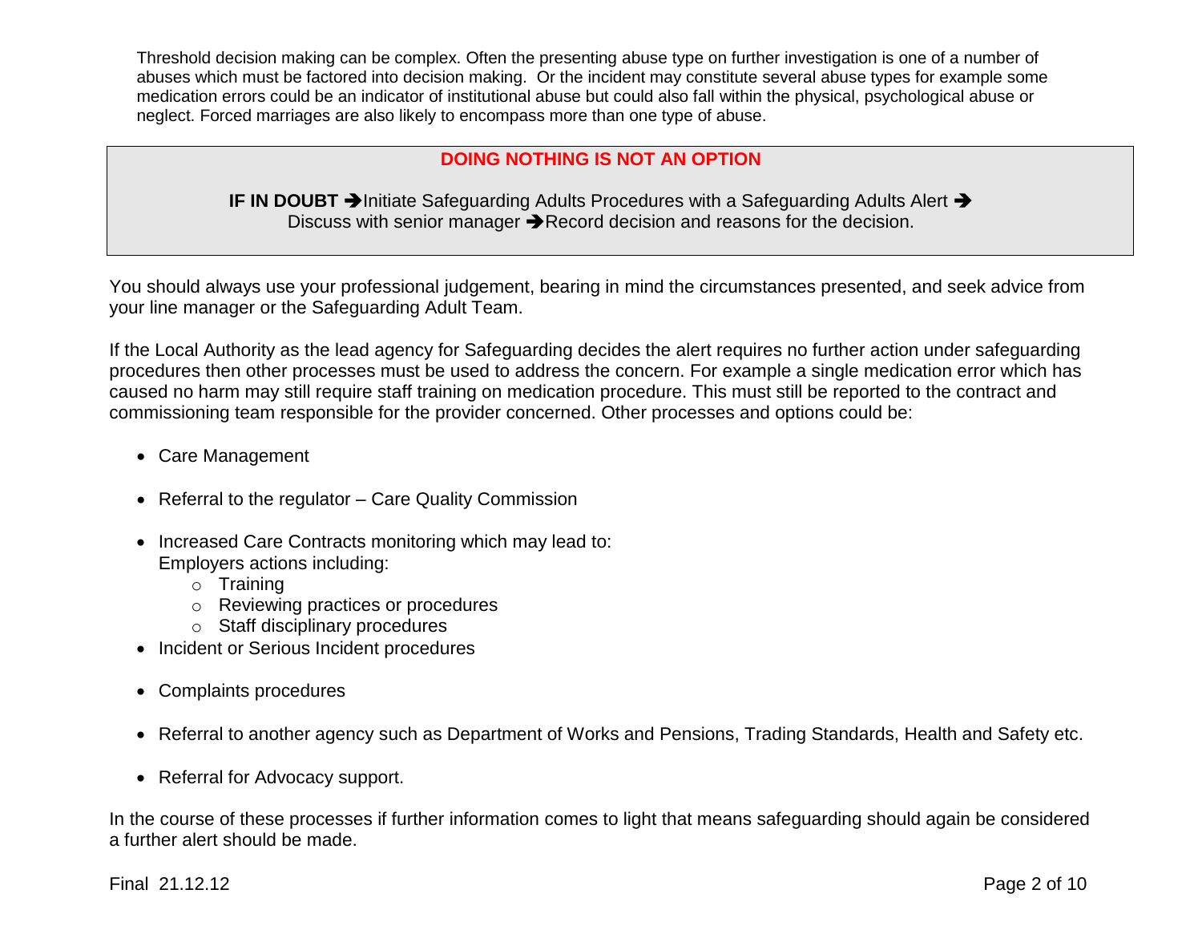Threshold decision making can be complex. Often the presenting abuse type on further investigation is one of a number of abuses which must be factored into decision making. Or the incident may constitute several abuse types for example some medication errors could be an indicator of institutional abuse but could also fall within the physical, psychological abuse or neglect. Forced marriages are also likely to encompass more than one type of abuse.

> **DOING NOTHING IS NOT AN OPTION**
>
> **IF IN DOUBT** ➔Initiate Safeguarding Adults Procedures with a Safeguarding Adults Alert ➔ Discuss with senior manager ➔Record decision and reasons for the decision.

You should always use your professional judgement, bearing in mind the circumstances presented, and seek advice from your line manager or the Safeguarding Adult Team.

If the Local Authority as the lead agency for Safeguarding decides the alert requires no further action under safeguarding procedures then other processes must be used to address the concern. For example a single medication error which has caused no harm may still require staff training on medication procedure. This must still be reported to the contract and commissioning team responsible for the provider concerned. Other processes and options could be:

- Care Management
- Referral to the regulator – Care Quality Commission
- Increased Care Contracts monitoring which may lead to:
  Employers actions including:
  - Training
  - Reviewing practices or procedures
  - Staff disciplinary procedures
- Incident or Serious Incident procedures
- Complaints procedures
- Referral to another agency such as Department of Works and Pensions, Trading Standards, Health and Safety etc.
- Referral for Advocacy support.

In the course of these processes if further information comes to light that means safeguarding should again be considered a further alert should be made.

Final 21.12.12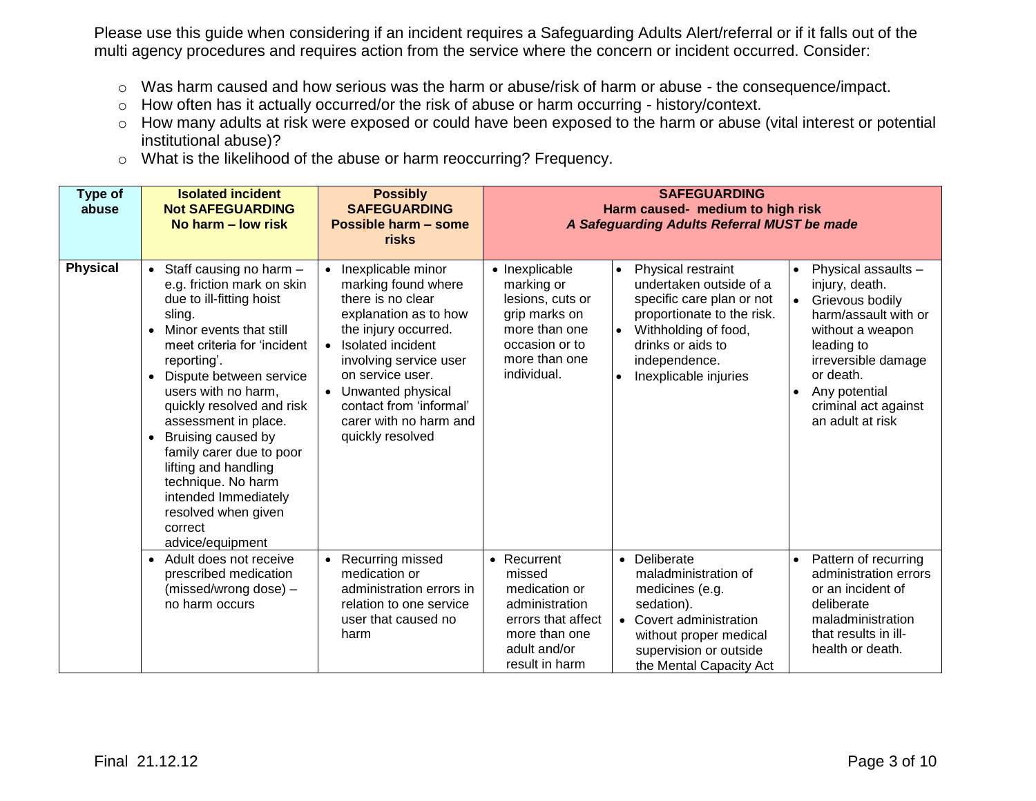Please use this guide when considering if an incident requires a Safeguarding Adults Alert/referral or if it falls out of the multi agency procedures and requires action from the service where the concern or incident occurred. Consider:

- Was harm caused and how serious was the harm or abuse/risk of harm or abuse - the consequence/impact.
- How often has it actually occurred/or the risk of abuse or harm occurring - history/context.
- How many adults at risk were exposed or could have been exposed to the harm or abuse (vital interest or potential institutional abuse)?
- What is the likelihood of the abuse or harm reoccurring? Frequency.

| **Type of abuse** | **Isolated incident**<br>**Not SAFEGUARDING**<br>**No harm – low risk** | **Possibly SAFEGUARDING**<br>**Possible harm – some risks** | **SAFEGUARDING**<br>**Harm caused- medium to high risk**<br>***A Safeguarding Adults Referral MUST be made*** | | |
|---|---|---|---|---|---|
| **Physical** | • Staff causing no harm – e.g. friction mark on skin due to ill-fitting hoist sling.<br>• Minor events that still meet criteria for 'incident reporting'.<br>• Dispute between service users with no harm, quickly resolved and risk assessment in place.<br>• Bruising caused by family carer due to poor lifting and handling technique. No harm intended Immediately resolved when given correct advice/equipment | • Inexplicable minor marking found where there is no clear explanation as to how the injury occurred.<br>• Isolated incident involving service user on service user.<br>• Unwanted physical contact from 'informal' carer with no harm and quickly resolved | • Inexplicable marking or lesions, cuts or grip marks on more than one occasion or to more than one individual. | • Physical restraint undertaken outside of a specific care plan or not proportionate to the risk.<br>• Withholding of food, drinks or aids to independence.<br>• Inexplicable injuries | • Physical assaults – injury, death.<br>• Grievous bodily harm/assault with or without a weapon leading to irreversible damage or death.<br>• Any potential criminal act against an adult at risk |
| | • Adult does not receive prescribed medication (missed/wrong dose) – no harm occurs | • Recurring missed medication or administration errors in relation to one service user that caused no harm | • Recurrent missed medication or administration errors that affect more than one adult and/or result in harm | • Deliberate maladministration of medicines (e.g. sedation).<br>• Covert administration without proper medical supervision or outside the Mental Capacity Act | • Pattern of recurring administration errors or an incident of deliberate maladministration that results in ill-health or death. |

Final 21.12.12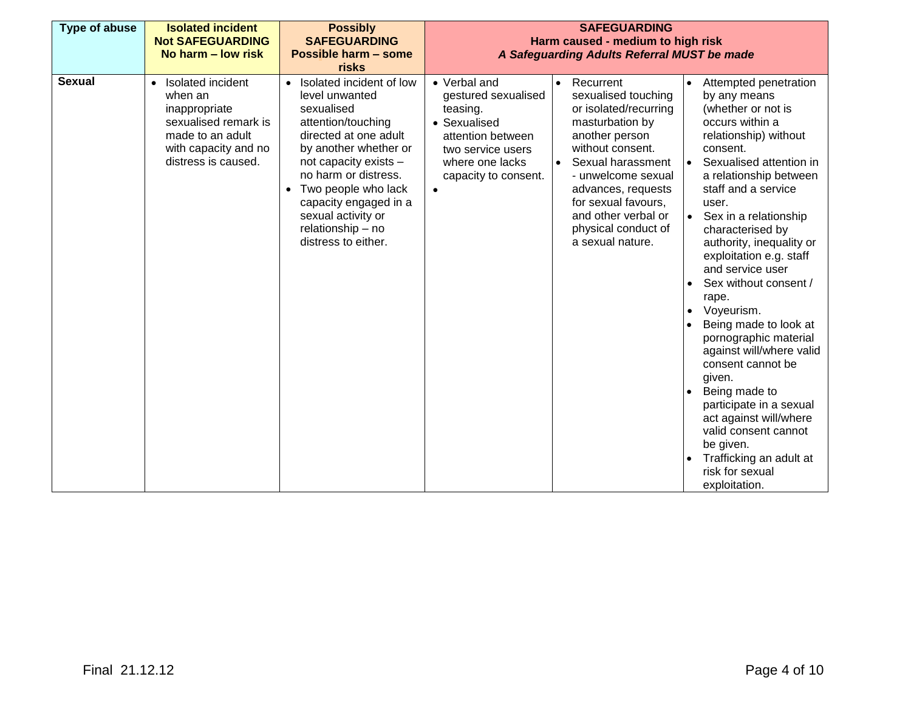| Type of abuse | Isolated incident Not SAFEGUARDING No harm – low risk | Possibly SAFEGUARDING Possible harm – some risks | SAFEGUARDING Harm caused - medium to high risk *A Safeguarding Adults Referral MUST be made* | | |
|---|---|---|---|---|---|
| **Sexual** | • Isolated incident when an inappropriate sexualised remark is made to an adult with capacity and no distress is caused. | • Isolated incident of low level unwanted sexualised attention/touching directed at one adult by another whether or not capacity exists – no harm or distress.<br>• Two people who lack capacity engaged in a sexual activity or relationship – no distress to either. | • Verbal and gestured sexualised teasing.<br>• Sexualised attention between two service users where one lacks capacity to consent.<br>• | • Recurrent sexualised touching or isolated/recurring masturbation by another person without consent.<br>• Sexual harassment - unwelcome sexual advances, requests for sexual favours, and other verbal or physical conduct of a sexual nature. | • Attempted penetration by any means (whether or not is occurs within a relationship) without consent.<br>• Sexualised attention in a relationship between staff and a service user.<br>• Sex in a relationship characterised by authority, inequality or exploitation e.g. staff and service user<br>• Sex without consent / rape.<br>• Voyeurism.<br>• Being made to look at pornographic material against will/where valid consent cannot be given.<br>• Being made to participate in a sexual act against will/where valid consent cannot be given.<br>• Trafficking an adult at risk for sexual exploitation. |

Final 21.12.12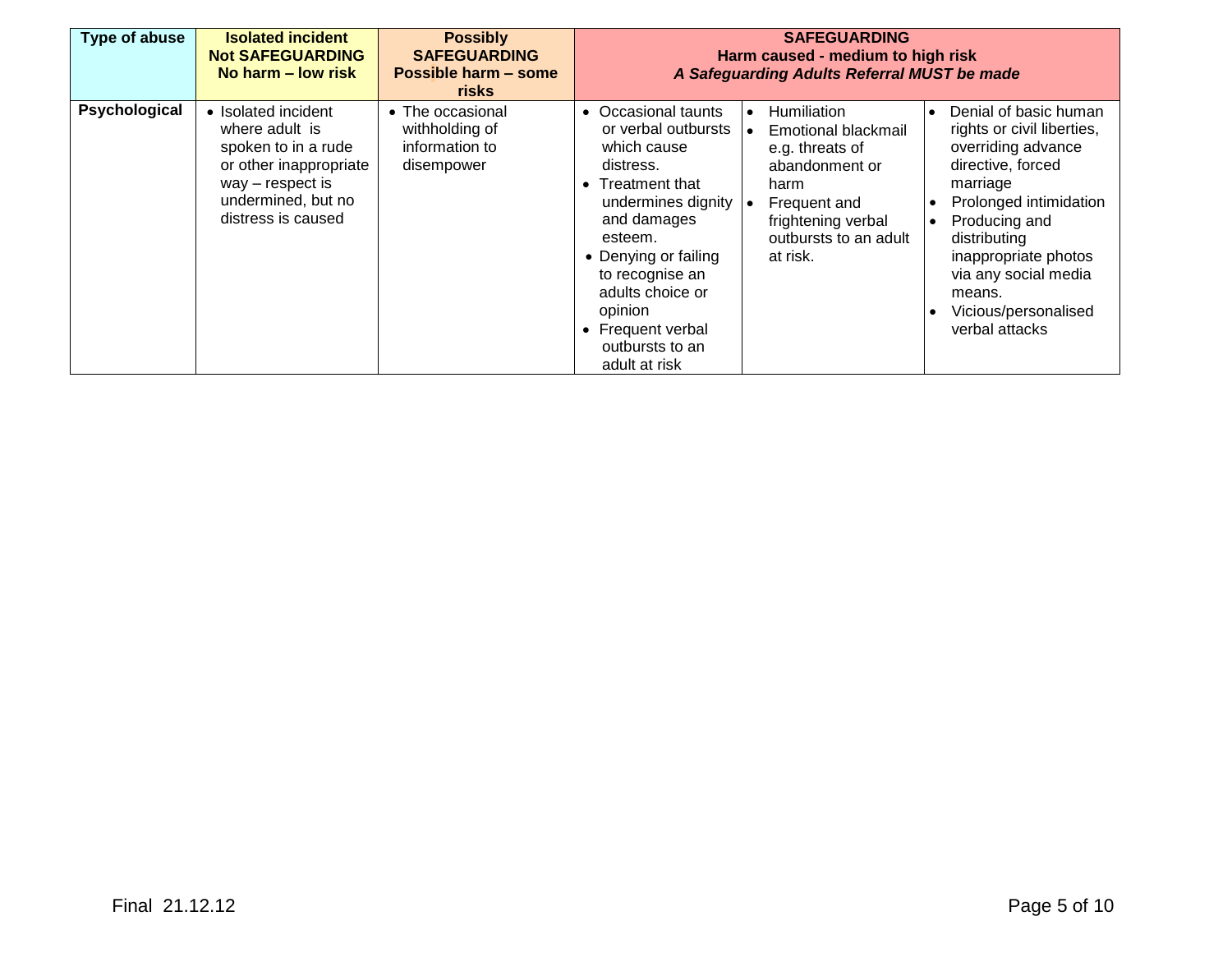| Type of abuse | Isolated incident<br>Not SAFEGUARDING<br>No harm – low risk | Possibly<br>SAFEGUARDING<br>Possible harm – some risks | SAFEGUARDING<br>Harm caused - medium to high risk<br>*A Safeguarding Adults Referral MUST be made* | | |
|---|---|---|---|---|---|
| **Psychological** | • Isolated incident where adult is spoken to in a rude or other inappropriate way – respect is undermined, but no distress is caused | • The occasional withholding of information to disempower | • Occasional taunts or verbal outbursts which cause distress.<br>• Treatment that undermines dignity and damages esteem.<br>• Denying or failing to recognise an adults choice or opinion<br>• Frequent verbal outbursts to an adult at risk | • Humiliation<br>• Emotional blackmail e.g. threats of abandonment or harm<br>• Frequent and frightening verbal outbursts to an adult at risk. | • Denial of basic human rights or civil liberties, overriding advance directive, forced marriage<br>• Prolonged intimidation<br>• Producing and distributing inappropriate photos via any social media means.<br>• Vicious/personalised verbal attacks |

Final 21.12.12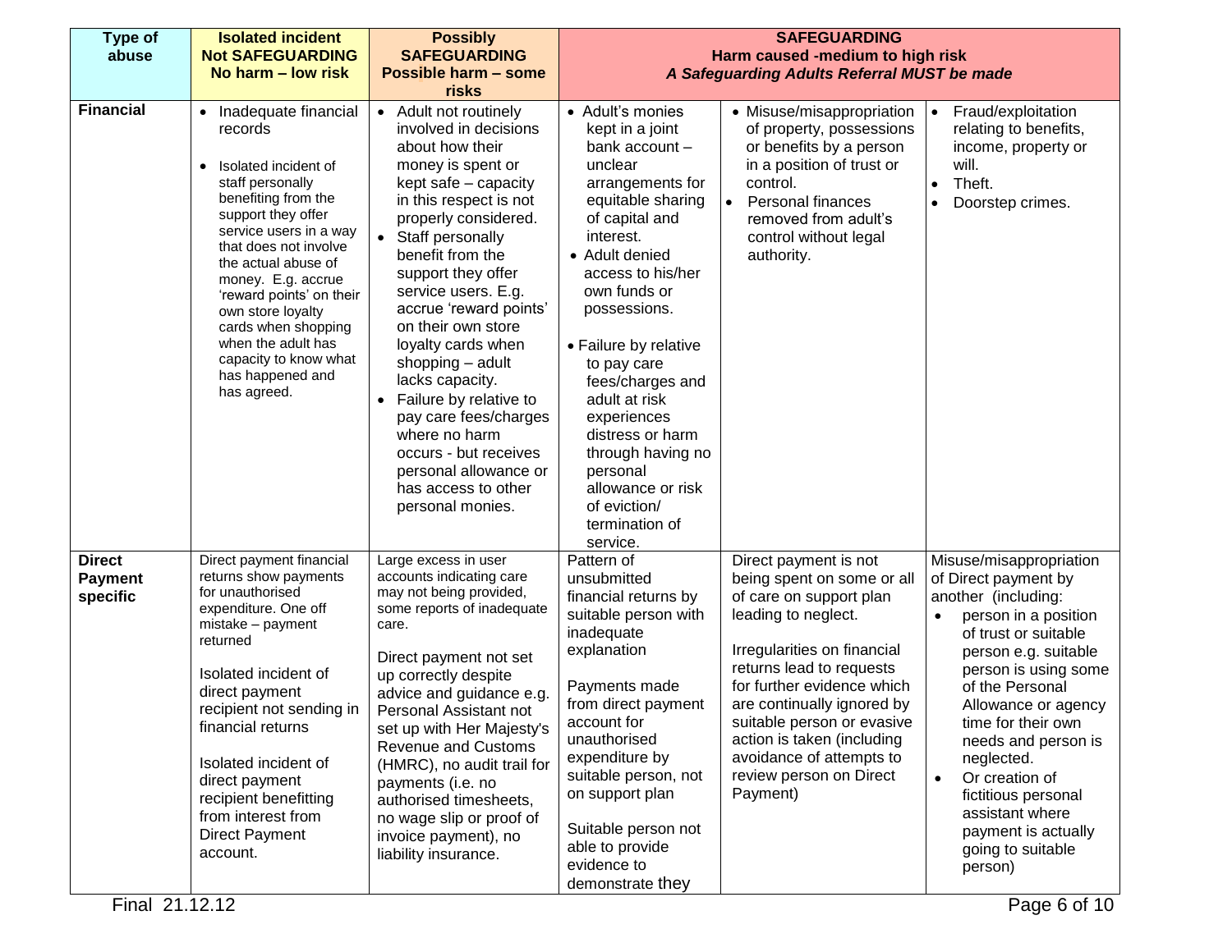| Type of abuse | Isolated incident Not SAFEGUARDING No harm – low risk | Possibly SAFEGUARDING Possible harm – some risks | SAFEGUARDING Harm caused -medium to high risk *A Safeguarding Adults Referral MUST be made* | | |
|---|---|---|---|---|---|
| **Financial** | • Inadequate financial records<br><br>• Isolated incident of staff personally benefiting from the support they offer service users in a way that does not involve the actual abuse of money. E.g. accrue 'reward points' on their own store loyalty cards when shopping when the adult has capacity to know what has happened and has agreed. | • Adult not routinely involved in decisions about how their money is spent or kept safe – capacity in this respect is not properly considered.<br>• Staff personally benefit from the support they offer service users. E.g. accrue 'reward points' on their own store loyalty cards when shopping – adult lacks capacity.<br>• Failure by relative to pay care fees/charges where no harm occurs - but receives personal allowance or has access to other personal monies. | • Adult's monies kept in a joint bank account – unclear arrangements for equitable sharing of capital and interest.<br>• Adult denied access to his/her own funds or possessions.<br><br>• Failure by relative to pay care fees/charges and adult at risk experiences distress or harm through having no personal allowance or risk of eviction/ termination of service. | • Misuse/misappropriation of property, possessions or benefits by a person in a position of trust or control.<br>• Personal finances removed from adult's control without legal authority. | • Fraud/exploitation relating to benefits, income, property or will.<br>• Theft.<br>• Doorstep crimes. |
| **Direct Payment specific** | Direct payment financial returns show payments for unauthorised expenditure. One off mistake – payment returned<br><br>Isolated incident of direct payment recipient not sending in financial returns<br><br>Isolated incident of direct payment recipient benefitting from interest from Direct Payment account. | Large excess in user accounts indicating care may not being provided, some reports of inadequate care.<br><br>Direct payment not set up correctly despite advice and guidance e.g. Personal Assistant not set up with Her Majesty's Revenue and Customs (HMRC), no audit trail for payments (i.e. no authorised timesheets, no wage slip or proof of invoice payment), no liability insurance. | Pattern of unsubmitted financial returns by suitable person with inadequate explanation<br><br>Payments made from direct payment account for unauthorised expenditure by suitable person, not on support plan<br><br>Suitable person not able to provide evidence to demonstrate they | Direct payment is not being spent on some or all of care on support plan leading to neglect.<br><br>Irregularities on financial returns lead to requests for further evidence which are continually ignored by suitable person or evasive action is taken (including avoidance of attempts to review person on Direct Payment) | Misuse/misappropriation of Direct payment by another (including:<br>• person in a position of trust or suitable person e.g. suitable person is using some of the Personal Allowance or agency time for their own needs and person is neglected.<br>• Or creation of fictitious personal assistant where payment is actually going to suitable person) |

Final 21.12.12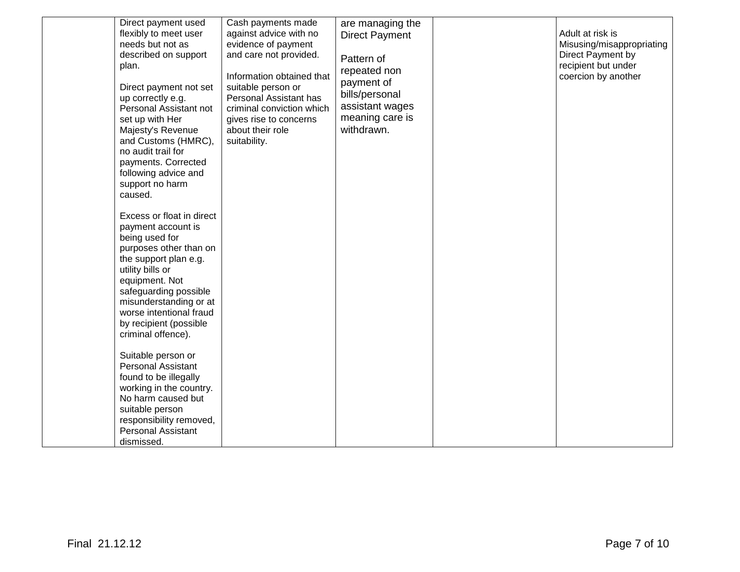| | | | | | |
|---|---|---|---|---|---|
| | Direct payment used flexibly to meet user needs but not as described on support plan.<br><br>Direct payment not set up correctly e.g. Personal Assistant not set up with Her Majesty's Revenue and Customs (HMRC), no audit trail for payments. Corrected following advice and support no harm caused.<br><br>Excess or float in direct payment account is being used for purposes other than on the support plan e.g. utility bills or equipment. Not safeguarding possible misunderstanding or at worse intentional fraud by recipient (possible criminal offence).<br><br>Suitable person or Personal Assistant found to be illegally working in the country. No harm caused but suitable person responsibility removed, Personal Assistant dismissed. | Cash payments made against advice with no evidence of payment and care not provided.<br><br>Information obtained that suitable person or Personal Assistant has criminal conviction which gives rise to concerns about their role suitability. | are managing the Direct Payment<br><br>Pattern of repeated non payment of bills/personal assistant wages meaning care is withdrawn. | | Adult at risk is Misusing/misappropriating Direct Payment by recipient but under coercion by another |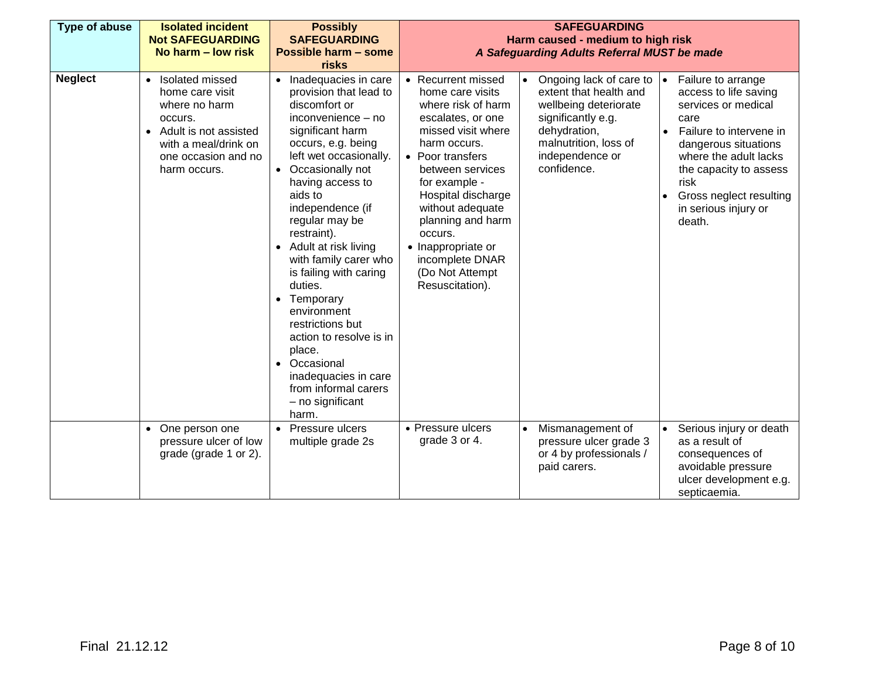| Type of abuse | Isolated incident<br>Not SAFEGUARDING<br>No harm – low risk | Possibly SAFEGUARDING<br>Possible harm – some risks | SAFEGUARDING<br>Harm caused - medium to high risk<br>*A Safeguarding Adults Referral MUST be made* | | |
|---|---|---|---|---|---|
| **Neglect** | • Isolated missed home care visit where no harm occurs.<br>• Adult is not assisted with a meal/drink on one occasion and no harm occurs. | • Inadequacies in care provision that lead to discomfort or inconvenience – no significant harm occurs, e.g. being left wet occasionally.<br>• Occasionally not having access to aids to independence (if regular may be restraint).<br>• Adult at risk living with family carer who is failing with caring duties.<br>• Temporary environment restrictions but action to resolve is in place.<br>• Occasional inadequacies in care from informal carers – no significant harm. | • Recurrent missed home care visits where risk of harm escalates, or one missed visit where harm occurs.<br>• Poor transfers between services for example - Hospital discharge without adequate planning and harm occurs.<br>• Inappropriate or incomplete DNAR (Do Not Attempt Resuscitation). | • Ongoing lack of care to extent that health and wellbeing deteriorate significantly e.g. dehydration, malnutrition, loss of independence or confidence. | • Failure to arrange access to life saving services or medical care<br>• Failure to intervene in dangerous situations where the adult lacks the capacity to assess risk<br>• Gross neglect resulting in serious injury or death. |
| | • One person one pressure ulcer of low grade (grade 1 or 2). | • Pressure ulcers multiple grade 2s | • Pressure ulcers grade 3 or 4. | • Mismanagement of pressure ulcer grade 3 or 4 by professionals / paid carers. | • Serious injury or death as a result of consequences of avoidable pressure ulcer development e.g. septicaemia. |

Final 21.12.12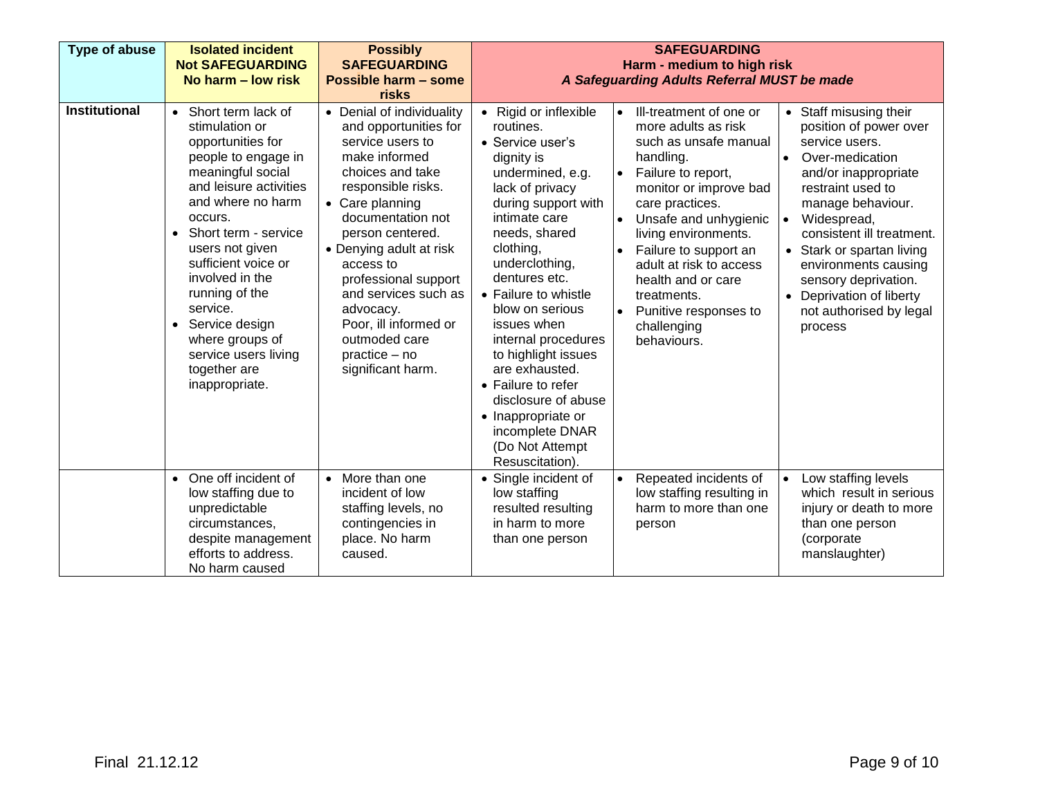| Type of abuse | Isolated incident<br>Not SAFEGUARDING<br>No harm – low risk | Possibly<br>SAFEGUARDING<br>Possible harm – some risks | SAFEGUARDING<br>Harm - medium to high risk<br>*A Safeguarding Adults Referral MUST be made* | | |
|---|---|---|---|---|---|
| **Institutional** | • Short term lack of stimulation or opportunities for people to engage in meaningful social and leisure activities and where no harm occurs.<br>• Short term - service users not given sufficient voice or involved in the running of the service.<br>• Service design where groups of service users living together are inappropriate. | • Denial of individuality and opportunities for service users to make informed choices and take responsible risks.<br>• Care planning documentation not person centered.<br>• Denying adult at risk access to professional support and services such as advocacy.<br>Poor, ill informed or outmoded care practice – no significant harm. | • Rigid or inflexible routines.<br>• Service user's dignity is undermined, e.g. lack of privacy during support with intimate care needs, shared clothing, underclothing, dentures etc.<br>• Failure to whistle blow on serious issues when internal procedures to highlight issues are exhausted.<br>• Failure to refer disclosure of abuse<br>• Inappropriate or incomplete DNAR (Do Not Attempt Resuscitation). | • Ill-treatment of one or more adults as risk such as unsafe manual handling.<br>• Failure to report, monitor or improve bad care practices.<br>• Unsafe and unhygienic living environments.<br>• Failure to support an adult at risk to access health and or care treatments.<br>• Punitive responses to challenging behaviours. | • Staff misusing their position of power over service users.<br>• Over-medication and/or inappropriate restraint used to manage behaviour.<br>• Widespread, consistent ill treatment.<br>• Stark or spartan living environments causing sensory deprivation.<br>• Deprivation of liberty not authorised by legal process |
| | • One off incident of low staffing due to unpredictable circumstances, despite management efforts to address. No harm caused | • More than one incident of low staffing levels, no contingencies in place. No harm caused. | • Single incident of low staffing resulted resulting in harm to more than one person | • Repeated incidents of low staffing resulting in harm to more than one person | • Low staffing levels which result in serious injury or death to more than one person (corporate manslaughter) |

Final 21.12.12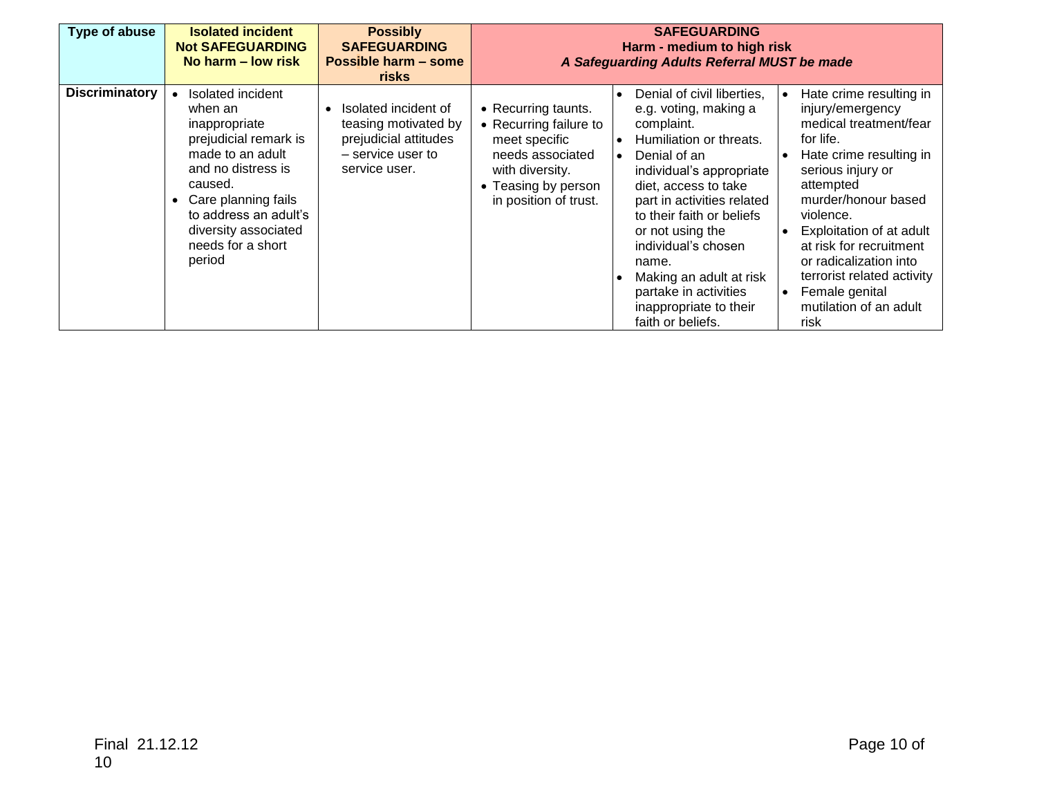| Type of abuse | Isolated incident<br>Not SAFEGUARDING<br>No harm – low risk | Possibly<br>SAFEGUARDING<br>Possible harm – some risks | SAFEGUARDING<br>Harm - medium to high risk<br>*A Safeguarding Adults Referral MUST be made* | | |
|---|---|---|---|---|---|
| **Discriminatory** | • Isolated incident when an inappropriate prejudicial remark is made to an adult and no distress is caused.<br>• Care planning fails to address an adult's diversity associated needs for a short period | • Isolated incident of teasing motivated by prejudicial attitudes – service user to service user. | • Recurring taunts.<br>• Recurring failure to meet specific needs associated with diversity.<br>• Teasing by person in position of trust. | • Denial of civil liberties, e.g. voting, making a complaint.<br>• Humiliation or threats.<br>• Denial of an individual's appropriate diet, access to take part in activities related to their faith or beliefs or not using the individual's chosen name.<br>• Making an adult at risk partake in activities inappropriate to their faith or beliefs. | • Hate crime resulting in injury/emergency medical treatment/fear for life.<br>• Hate crime resulting in serious injury or attempted murder/honour based violence.<br>• Exploitation of at adult at risk for recruitment or radicalization into terrorist related activity<br>• Female genital mutilation of an adult risk |

Final 21.12.12